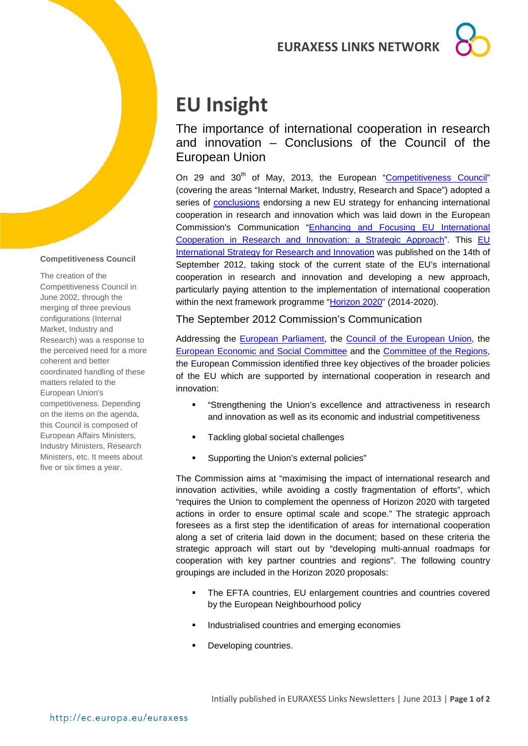# EU Insight

## The importance of international cooperation in research and innovation – Conclusions of the Council of the European Union

On 29 and 30th of May, 2013, the European "Competitiveness Council" (covering the areas "Internal Market, Industry, Research and Space") adopted a series of conclusions endorsing a new EU strategy for enhancing international cooperation in research and innovation which was laid down in the European Commission's Communication "Enhancing and Focusing EU International Cooperation in Research and Innovation: a Strategic Approach". This EU International Strategy for Research and Innovation was published on the 14th of September 2012, taking stock of the current state of the EU's international cooperation in research and innovation and developing a new approach, particularly paying attention to the implementation of international cooperation within the next framework programme "Horizon 2020" (2014-2020).

**Competitiveness Council**

The creation of the Competitiveness Council in June 2002, through the merging of three previous configurations (Internal Market, Industry and Research) was a response to the perceived need for a more coherent and better coordinated handling of these matters related to the European Union's competitiveness. Depending on the items on the agenda, this Council is composed of European Affairs Ministers, Industry Ministers, Research Ministers, etc. It meets about five or six times a year.

### The September 2012 Commission's Communication

Addressing the European Parliament, the Council of the European Union, the European Economic and Social Committee and the Committee of the Regions, the European Commission identified three key objectives of the broader policies of the EU which are supported by international cooperation in research and innovation:

- "Strengthening the Union's excellence and attractiveness in research and innovation as well as its economic and industrial competitiveness
- Tackling global societal challenges
- Supporting the Union's external policies"

The Commission aims at "maximising the impact of international research and innovation activities, while avoiding a costly fragmentation of efforts", which "requires the Union to complement the openness of Horizon 2020 with targeted actions in order to ensure optimal scale and scope." The strategic approach foresees as a first step the identification of areas for international cooperation along a set of criteria laid down in the document; based on these criteria the strategic approach will start out by "developing multi-annual roadmaps for cooperation with key partner countries and regions". The following country groupings are included in the Horizon 2020 proposals:

- The EFTA countries, EU enlargement countries and countries covered by the European Neighbourhood policy
- Industrialised countries and emerging economies
- Developing countries.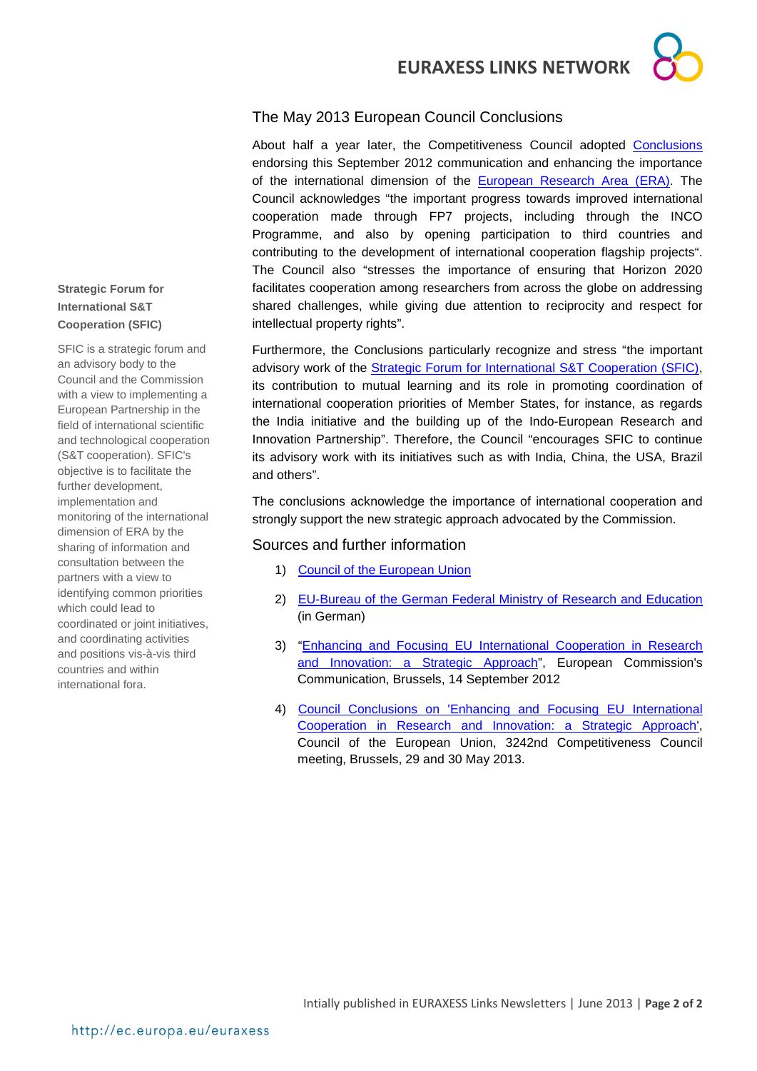## The May 2013 European Council Conclusions

About half a year later, the Competitiveness Council adopted Conclusions endorsing this September 2012 communication and enhancing the importance of the international dimension of the European Research Area (ERA). The Council acknowledges "the important progress towards improved international cooperation made through FP7 projects, including through the INCO Programme, and also by opening participation to third countries and contributing to the development of international cooperation flagship projects". The Council also "stresses the importance of ensuring that Horizon 2020 facilitates cooperation among researchers from across the globe on addressing shared challenges, while giving due attention to reciprocity and respect for intellectual property rights".

Furthermore, the Conclusions particularly recognize and stress "the important advisory work of the Strategic Forum for International S&T Cooperation (SFIC), its contribution to mutual learning and its role in promoting coordination of international cooperation priorities of Member States, for instance, as regards the India initiative and the building up of the Indo-European Research and Innovation Partnership". Therefore, the Council "encourages SFIC to continue its advisory work with its initiatives such as with India, China, the USA, Brazil and others".

The conclusions acknowledge the importance of international cooperation and strongly support the new strategic approach advocated by the Commission.

**Strategic Forum for International S&T Cooperation (SFIC)**

SFIC is a strategic forum and an advisory body to the Council and the Commission with a view to implementing a European Partnership in the field of international scientific and technological cooperation (S&T cooperation). SFIC's objective is to facilitate the further development, implementation and monitoring of the international dimension of ERA by the sharing of information and consultation between the partners with a view to identifying common priorities which could lead to coordinated or joint initiatives, and coordinating activities and positions vis-à-vis third countries and within international fora.

## Sources and further information

1) Council of the European Union
2) EU-Bureau of the German Federal Ministry of Research and Education (in German)
3) "Enhancing and Focusing EU International Cooperation in Research and Innovation: a Strategic Approach", European Commission's Communication, Brussels, 14 September 2012
4) Council Conclusions on 'Enhancing and Focusing EU International Cooperation in Research and Innovation: a Strategic Approach', Council of the European Union, 3242nd Competitiveness Council meeting, Brussels, 29 and 30 May 2013.

Intially published in EURAXESS Links Newsletters | June 2013